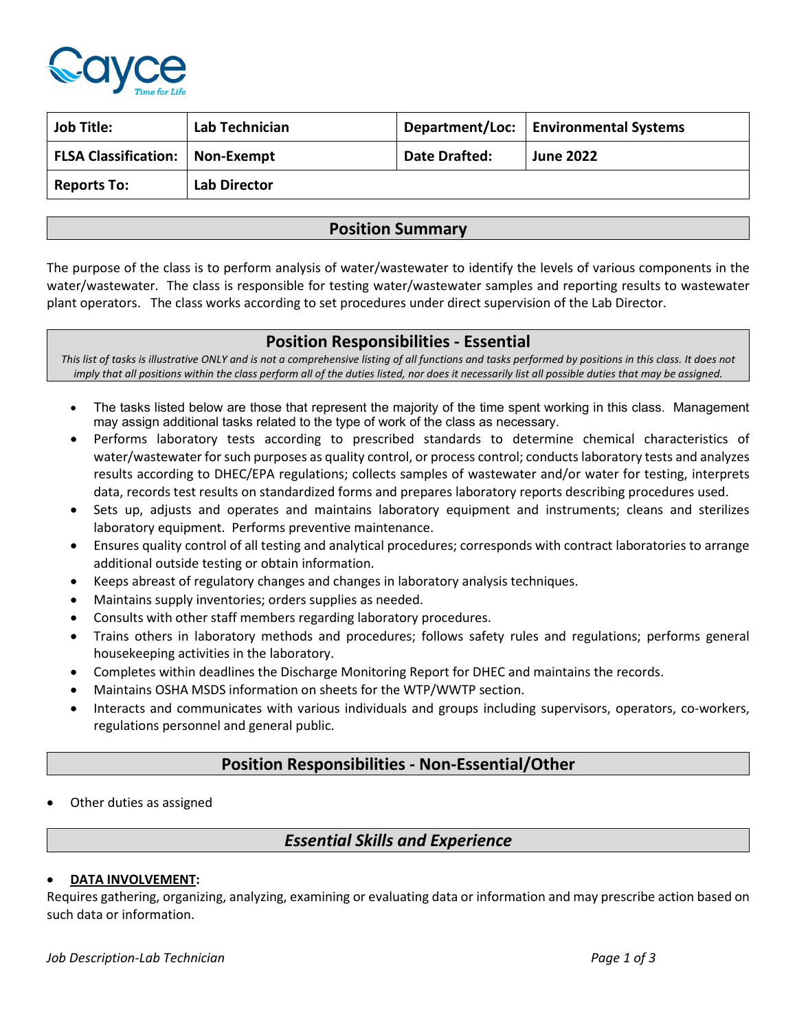| Job Title: | Lab Technician | Department/Loc: | Environmental Systems |
|---|---|---|---|
| FLSA Classification: | Non-Exempt | Date Drafted: | June 2022 |
| Reports To: | Lab Director | | |

## Position Summary

The purpose of the class is to perform analysis of water/wastewater to identify the levels of various components in the water/wastewater. The class is responsible for testing water/wastewater samples and reporting results to wastewater plant operators. The class works according to set procedures under direct supervision of the Lab Director.

## Position Responsibilities - Essential

*This list of tasks is illustrative ONLY and is not a comprehensive listing of all functions and tasks performed by positions in this class. It does not imply that all positions within the class perform all of the duties listed, nor does it necessarily list all possible duties that may be assigned.*

- The tasks listed below are those that represent the majority of the time spent working in this class. Management may assign additional tasks related to the type of work of the class as necessary.
- Performs laboratory tests according to prescribed standards to determine chemical characteristics of water/wastewater for such purposes as quality control, or process control; conducts laboratory tests and analyzes results according to DHEC/EPA regulations; collects samples of wastewater and/or water for testing, interprets data, records test results on standardized forms and prepares laboratory reports describing procedures used.
- Sets up, adjusts and operates and maintains laboratory equipment and instruments; cleans and sterilizes laboratory equipment. Performs preventive maintenance.
- Ensures quality control of all testing and analytical procedures; corresponds with contract laboratories to arrange additional outside testing or obtain information.
- Keeps abreast of regulatory changes and changes in laboratory analysis techniques.
- Maintains supply inventories; orders supplies as needed.
- Consults with other staff members regarding laboratory procedures.
- Trains others in laboratory methods and procedures; follows safety rules and regulations; performs general housekeeping activities in the laboratory.
- Completes within deadlines the Discharge Monitoring Report for DHEC and maintains the records.
- Maintains OSHA MSDS information on sheets for the WTP/WWTP section.
- Interacts and communicates with various individuals and groups including supervisors, operators, co-workers, regulations personnel and general public.

## Position Responsibilities - Non-Essential/Other

- Other duties as assigned

## *Essential Skills and Experience*

- **DATA INVOLVEMENT:**

Requires gathering, organizing, analyzing, examining or evaluating data or information and may prescribe action based on such data or information.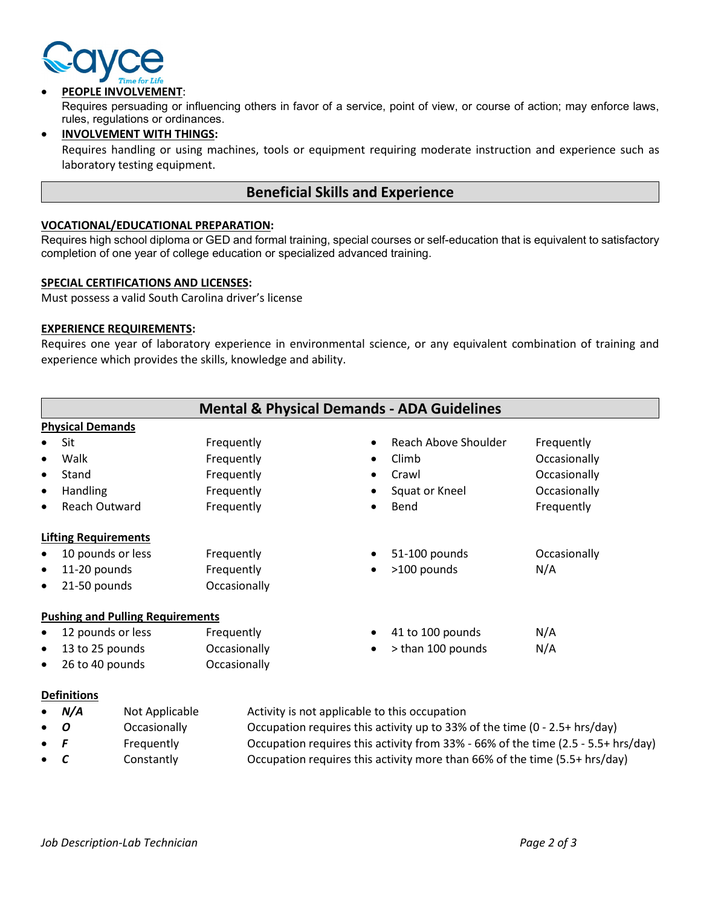- **PEOPLE INVOLVEMENT**:
  Requires persuading or influencing others in favor of a service, point of view, or course of action; may enforce laws, rules, regulations or ordinances.
- **INVOLVEMENT WITH THINGS:**
  Requires handling or using machines, tools or equipment requiring moderate instruction and experience such as laboratory testing equipment.

## Beneficial Skills and Experience

**VOCATIONAL/EDUCATIONAL PREPARATION:**
Requires high school diploma or GED and formal training, special courses or self-education that is equivalent to satisfactory completion of one year of college education or specialized advanced training.

**SPECIAL CERTIFICATIONS AND LICENSES:**
Must possess a valid South Carolina driver's license

**EXPERIENCE REQUIREMENTS:**
Requires one year of laboratory experience in environmental science, or any equivalent combination of training and experience which provides the skills, knowledge and ability.

## Mental & Physical Demands - ADA Guidelines

**Physical Demands**

- Sit — Frequently
- Walk — Frequently
- Stand — Frequently
- Handling — Frequently
- Reach Outward — Frequently
- Reach Above Shoulder — Frequently
- Climb — Occasionally
- Crawl — Occasionally
- Squat or Kneel — Occasionally
- Bend — Frequently

**Lifting Requirements**

- 10 pounds or less — Frequently
- 11-20 pounds — Frequently
- 21-50 pounds — Occasionally
- 51-100 pounds — Occasionally
- >100 pounds — N/A

**Pushing and Pulling Requirements**

- 12 pounds or less — Frequently
- 13 to 25 pounds — Occasionally
- 26 to 40 pounds — Occasionally
- 41 to 100 pounds — N/A
- > than 100 pounds — N/A

**Definitions**

- ***N/A*** — Not Applicable — Activity is not applicable to this occupation
- ***O*** — Occasionally — Occupation requires this activity up to 33% of the time (0 - 2.5+ hrs/day)
- ***F*** — Frequently — Occupation requires this activity from 33% - 66% of the time (2.5 - 5.5+ hrs/day)
- ***C*** — Constantly — Occupation requires this activity more than 66% of the time (5.5+ hrs/day)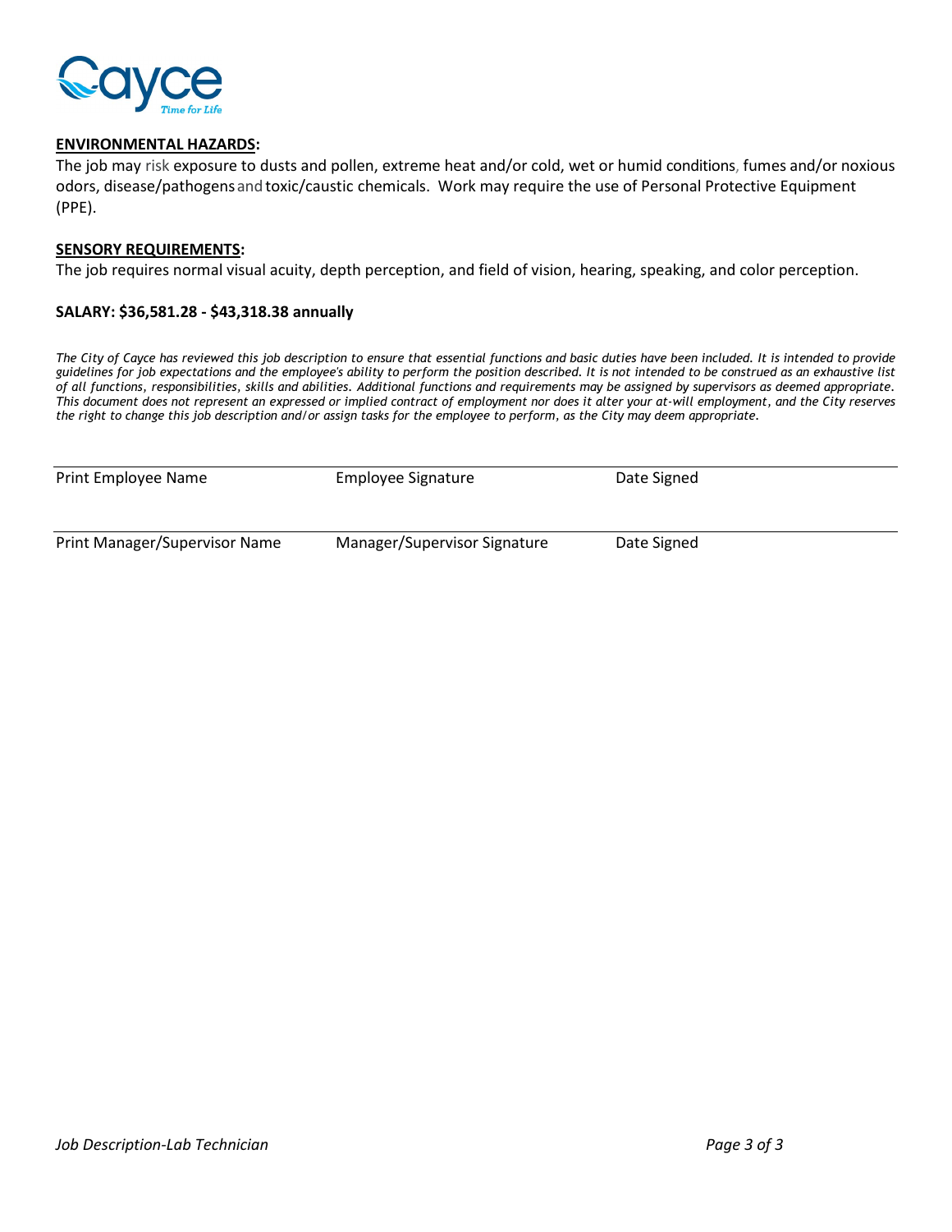**ENVIRONMENTAL HAZARDS:**

The job may risk exposure to dusts and pollen, extreme heat and/or cold, wet or humid conditions, fumes and/or noxious odors, disease/pathogens and toxic/caustic chemicals. Work may require the use of Personal Protective Equipment (PPE).

**SENSORY REQUIREMENTS:**

The job requires normal visual acuity, depth perception, and field of vision, hearing, speaking, and color perception.

**SALARY: $36,581.28 - $43,318.38 annually**

*The City of Cayce has reviewed this job description to ensure that essential functions and basic duties have been included. It is intended to provide guidelines for job expectations and the employee's ability to perform the position described. It is not intended to be construed as an exhaustive list of all functions, responsibilities, skills and abilities. Additional functions and requirements may be assigned by supervisors as deemed appropriate. This document does not represent an expressed or implied contract of employment nor does it alter your at-will employment, and the City reserves the right to change this job description and/or assign tasks for the employee to perform, as the City may deem appropriate.*

| | | |
|---|---|---|
| Print Employee Name | Employee Signature | Date Signed |
| Print Manager/Supervisor Name | Manager/Supervisor Signature | Date Signed |